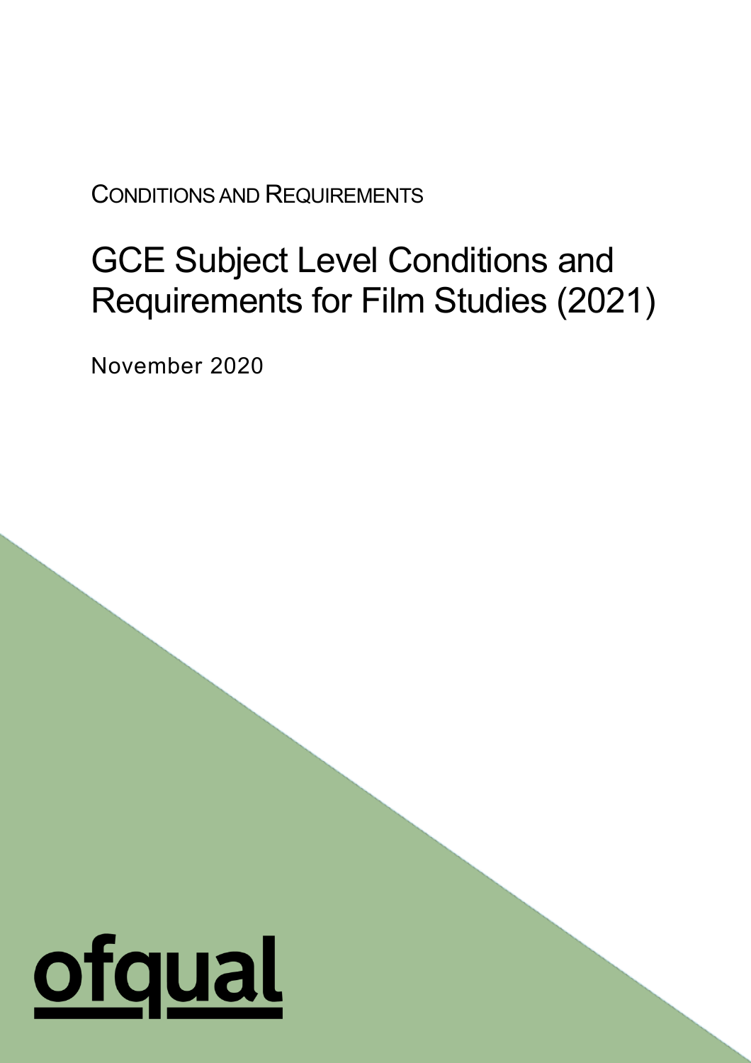CONDITIONS AND REQUIREMENTS

# GCE Subject Level Conditions and Requirements for Film Studies (2021)

November 2020

ofqual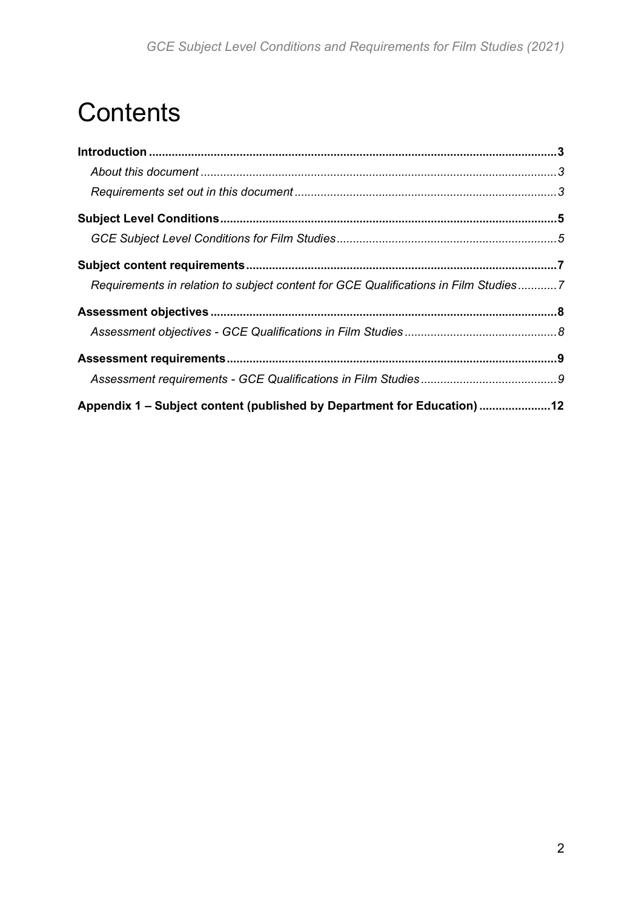# Contents

**Introduction** ... **3**

*About this document* ... *3*

*Requirements set out in this document* ... *3*

**Subject Level Conditions** ... **5**

*GCE Subject Level Conditions for Film Studies* ... *5*

**Subject content requirements** ... **7**

*Requirements in relation to subject content for GCE Qualifications in Film Studies* ... *7*

**Assessment objectives** ... **8**

*Assessment objectives - GCE Qualifications in Film Studies* ... *8*

**Assessment requirements** ... **9**

*Assessment requirements - GCE Qualifications in Film Studies* ... *9*

**Appendix 1 – Subject content (published by Department for Education)** ... **12**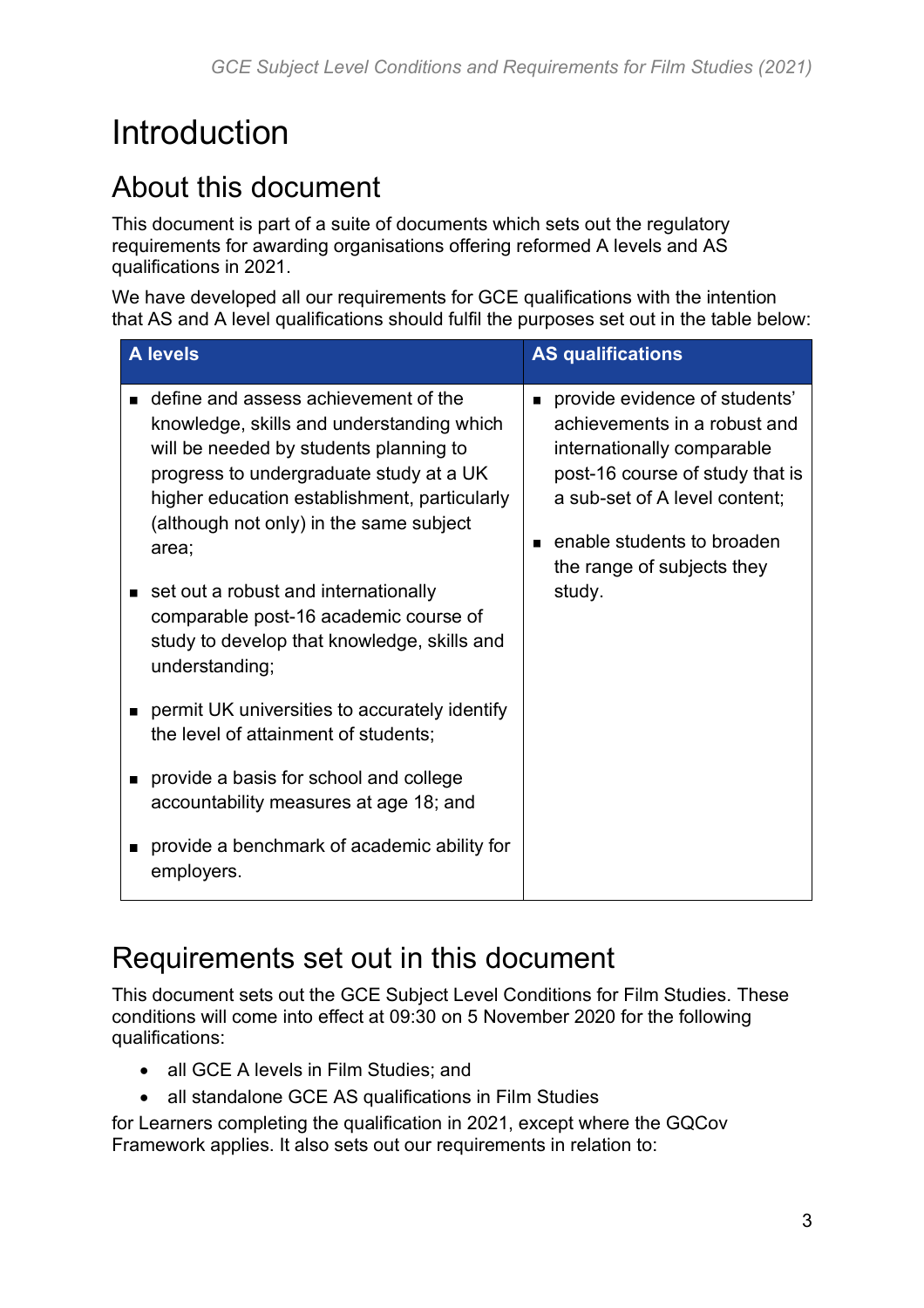# Introduction

## About this document

This document is part of a suite of documents which sets out the regulatory requirements for awarding organisations offering reformed A levels and AS qualifications in 2021.

We have developed all our requirements for GCE qualifications with the intention that AS and A level qualifications should fulfil the purposes set out in the table below:

| A levels | AS qualifications |
| --- | --- |
| ▪ define and assess achievement of the knowledge, skills and understanding which will be needed by students planning to progress to undergraduate study at a UK higher education establishment, particularly (although not only) in the same subject area;<br>▪ set out a robust and internationally comparable post-16 academic course of study to develop that knowledge, skills and understanding;<br>▪ permit UK universities to accurately identify the level of attainment of students;<br>▪ provide a basis for school and college accountability measures at age 18; and<br>▪ provide a benchmark of academic ability for employers. | ▪ provide evidence of students' achievements in a robust and internationally comparable post-16 course of study that is a sub-set of A level content;<br>▪ enable students to broaden the range of subjects they study. |

## Requirements set out in this document

This document sets out the GCE Subject Level Conditions for Film Studies. These conditions will come into effect at 09:30 on 5 November 2020 for the following qualifications:

- all GCE A levels in Film Studies; and
- all standalone GCE AS qualifications in Film Studies

for Learners completing the qualification in 2021, except where the GQCov Framework applies. It also sets out our requirements in relation to: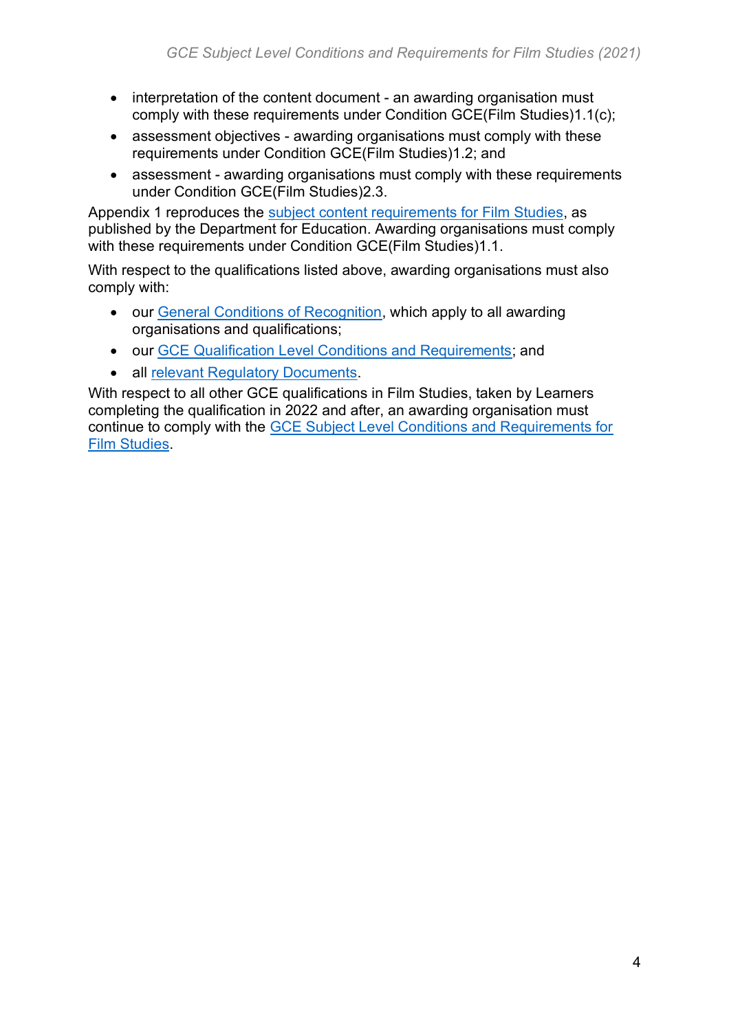- interpretation of the content document - an awarding organisation must comply with these requirements under Condition GCE(Film Studies)1.1(c);
- assessment objectives - awarding organisations must comply with these requirements under Condition GCE(Film Studies)1.2; and
- assessment - awarding organisations must comply with these requirements under Condition GCE(Film Studies)2.3.

Appendix 1 reproduces the subject content requirements for Film Studies, as published by the Department for Education. Awarding organisations must comply with these requirements under Condition GCE(Film Studies)1.1.

With respect to the qualifications listed above, awarding organisations must also comply with:

- our General Conditions of Recognition, which apply to all awarding organisations and qualifications;
- our GCE Qualification Level Conditions and Requirements; and
- all relevant Regulatory Documents.

With respect to all other GCE qualifications in Film Studies, taken by Learners completing the qualification in 2022 and after, an awarding organisation must continue to comply with the GCE Subject Level Conditions and Requirements for Film Studies.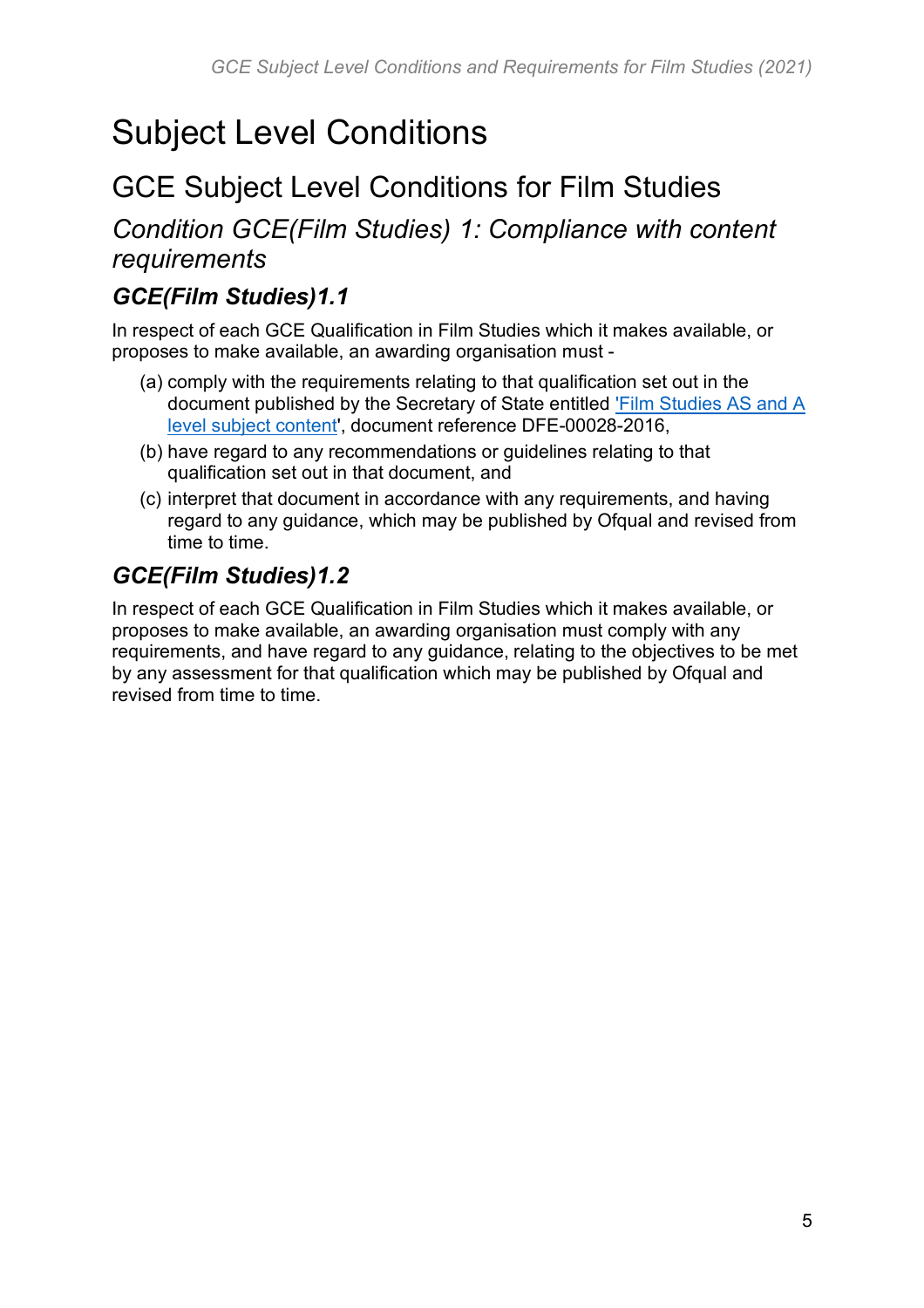# Subject Level Conditions

## GCE Subject Level Conditions for Film Studies

### *Condition GCE(Film Studies) 1: Compliance with content requirements*

#### ***GCE(Film Studies)1.1***

In respect of each GCE Qualification in Film Studies which it makes available, or proposes to make available, an awarding organisation must -

(a) comply with the requirements relating to that qualification set out in the document published by the Secretary of State entitled 'Film Studies AS and A level subject content', document reference DFE-00028-2016,

(b) have regard to any recommendations or guidelines relating to that qualification set out in that document, and

(c) interpret that document in accordance with any requirements, and having regard to any guidance, which may be published by Ofqual and revised from time to time.

#### ***GCE(Film Studies)1.2***

In respect of each GCE Qualification in Film Studies which it makes available, or proposes to make available, an awarding organisation must comply with any requirements, and have regard to any guidance, relating to the objectives to be met by any assessment for that qualification which may be published by Ofqual and revised from time to time.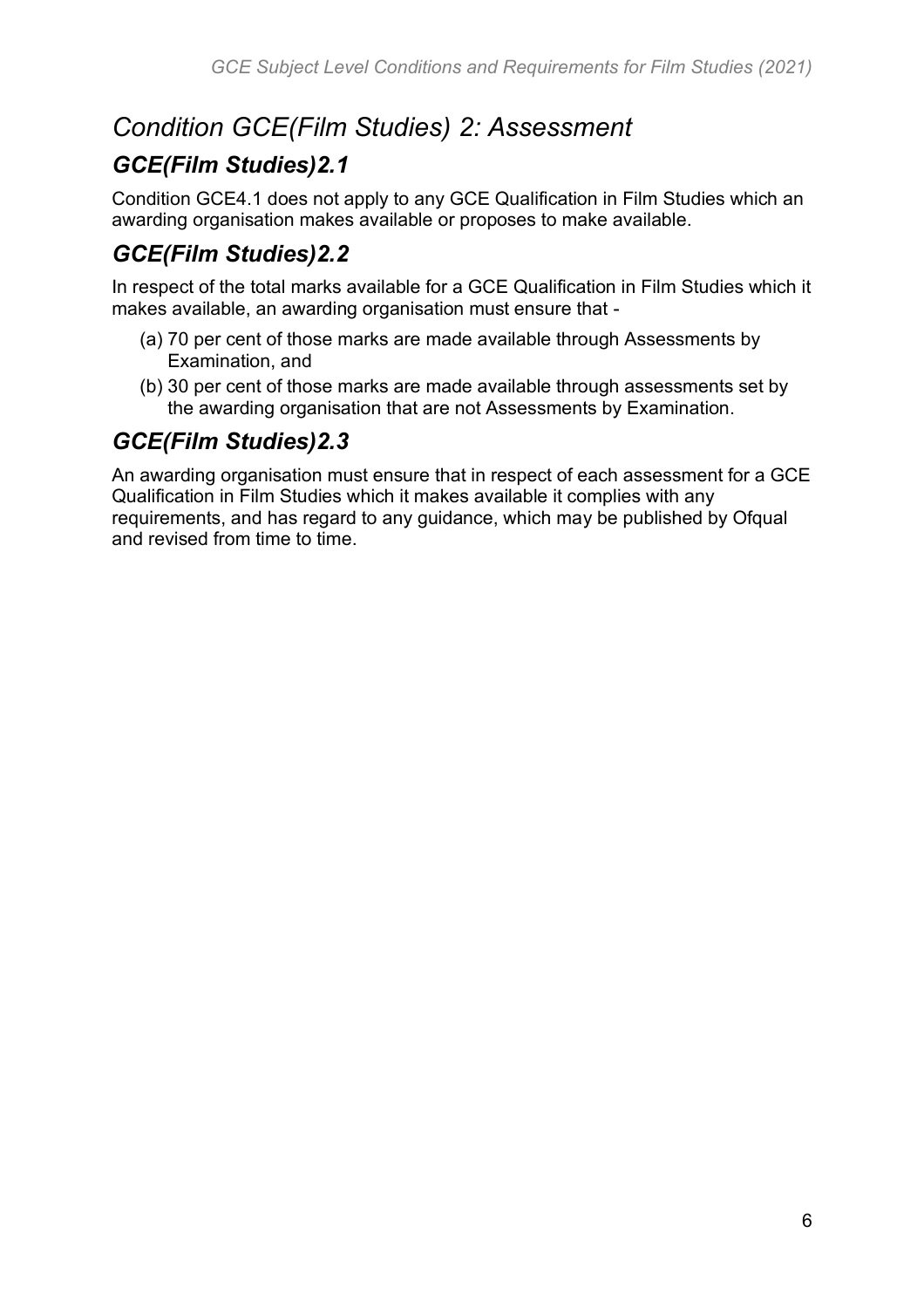# *Condition GCE(Film Studies) 2: Assessment*

## *GCE(Film Studies)2.1*

Condition GCE4.1 does not apply to any GCE Qualification in Film Studies which an awarding organisation makes available or proposes to make available.

## *GCE(Film Studies)2.2*

In respect of the total marks available for a GCE Qualification in Film Studies which it makes available, an awarding organisation must ensure that -

(a) 70 per cent of those marks are made available through Assessments by Examination, and

(b) 30 per cent of those marks are made available through assessments set by the awarding organisation that are not Assessments by Examination.

## *GCE(Film Studies)2.3*

An awarding organisation must ensure that in respect of each assessment for a GCE Qualification in Film Studies which it makes available it complies with any requirements, and has regard to any guidance, which may be published by Ofqual and revised from time to time.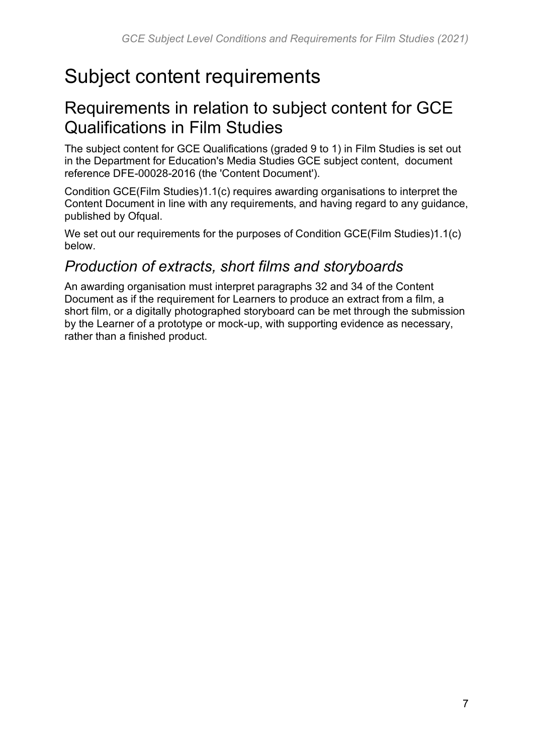# Subject content requirements

## Requirements in relation to subject content for GCE Qualifications in Film Studies

The subject content for GCE Qualifications (graded 9 to 1) in Film Studies is set out in the Department for Education's Media Studies GCE subject content, document reference DFE-00028-2016 (the 'Content Document').

Condition GCE(Film Studies)1.1(c) requires awarding organisations to interpret the Content Document in line with any requirements, and having regard to any guidance, published by Ofqual.

We set out our requirements for the purposes of Condition GCE(Film Studies)1.1(c) below.

### *Production of extracts, short films and storyboards*

An awarding organisation must interpret paragraphs 32 and 34 of the Content Document as if the requirement for Learners to produce an extract from a film, a short film, or a digitally photographed storyboard can be met through the submission by the Learner of a prototype or mock-up, with supporting evidence as necessary, rather than a finished product.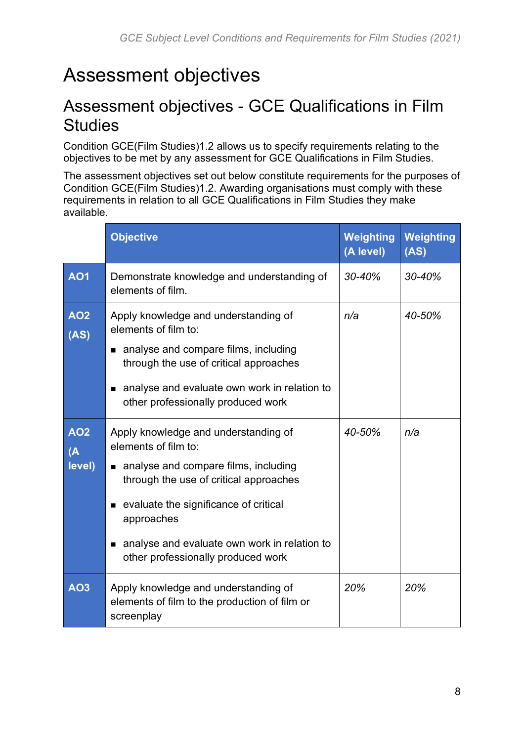# Assessment objectives

## Assessment objectives - GCE Qualifications in Film Studies

Condition GCE(Film Studies)1.2 allows us to specify requirements relating to the objectives to be met by any assessment for GCE Qualifications in Film Studies.

The assessment objectives set out below constitute requirements for the purposes of Condition GCE(Film Studies)1.2. Awarding organisations must comply with these requirements in relation to all GCE Qualifications in Film Studies they make available.

| | Objective | Weighting (A level) | Weighting (AS) |
|---|---|---|---|
| **AO1** | Demonstrate knowledge and understanding of elements of film. | *30-40%* | *30-40%* |
| **AO2 (AS)** | Apply knowledge and understanding of elements of film to:<br>▪ analyse and compare films, including through the use of critical approaches<br>▪ analyse and evaluate own work in relation to other professionally produced work | *n/a* | *40-50%* |
| **AO2 (A level)** | Apply knowledge and understanding of elements of film to:<br>▪ analyse and compare films, including through the use of critical approaches<br>▪ evaluate the significance of critical approaches<br>▪ analyse and evaluate own work in relation to other professionally produced work | *40-50%* | *n/a* |
| **AO3** | Apply knowledge and understanding of elements of film to the production of film or screenplay | *20%* | *20%* |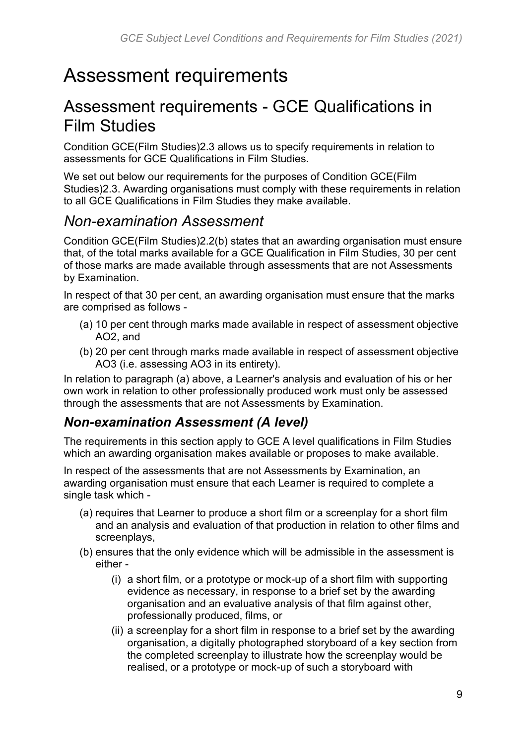# Assessment requirements

## Assessment requirements - GCE Qualifications in Film Studies

Condition GCE(Film Studies)2.3 allows us to specify requirements in relation to assessments for GCE Qualifications in Film Studies.

We set out below our requirements for the purposes of Condition GCE(Film Studies)2.3. Awarding organisations must comply with these requirements in relation to all GCE Qualifications in Film Studies they make available.

### *Non-examination Assessment*

Condition GCE(Film Studies)2.2(b) states that an awarding organisation must ensure that, of the total marks available for a GCE Qualification in Film Studies, 30 per cent of those marks are made available through assessments that are not Assessments by Examination.

In respect of that 30 per cent, an awarding organisation must ensure that the marks are comprised as follows -

(a) 10 per cent through marks made available in respect of assessment objective AO2, and

(b) 20 per cent through marks made available in respect of assessment objective AO3 (i.e. assessing AO3 in its entirety).

In relation to paragraph (a) above, a Learner's analysis and evaluation of his or her own work in relation to other professionally produced work must only be assessed through the assessments that are not Assessments by Examination.

#### ***Non-examination Assessment (A level)***

The requirements in this section apply to GCE A level qualifications in Film Studies which an awarding organisation makes available or proposes to make available.

In respect of the assessments that are not Assessments by Examination, an awarding organisation must ensure that each Learner is required to complete a single task which -

(a) requires that Learner to produce a short film or a screenplay for a short film and an analysis and evaluation of that production in relation to other films and screenplays,

(b) ensures that the only evidence which will be admissible in the assessment is either -

   (i) a short film, or a prototype or mock-up of a short film with supporting evidence as necessary, in response to a brief set by the awarding organisation and an evaluative analysis of that film against other, professionally produced, films, or

   (ii) a screenplay for a short film in response to a brief set by the awarding organisation, a digitally photographed storyboard of a key section from the completed screenplay to illustrate how the screenplay would be realised, or a prototype or mock-up of such a storyboard with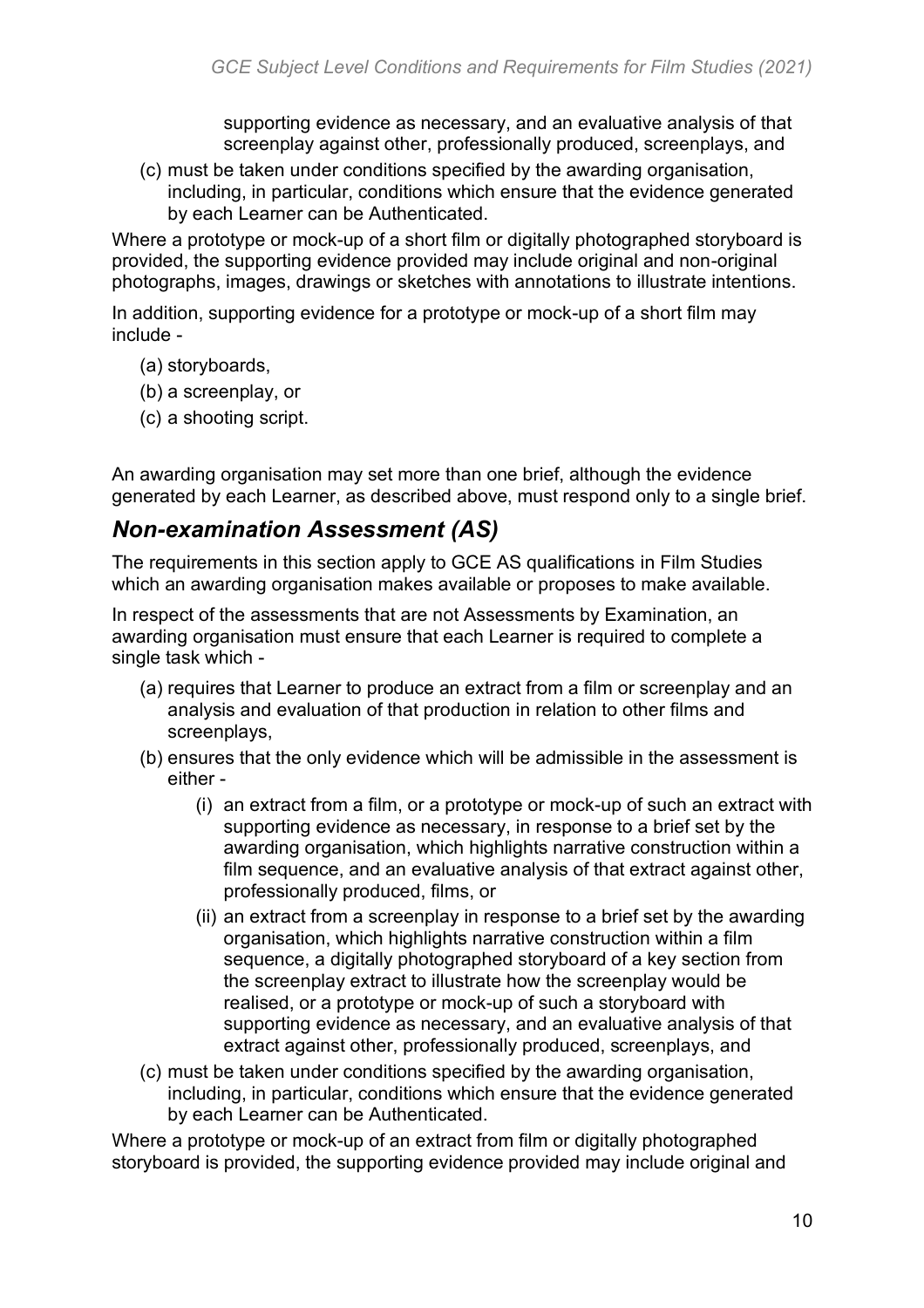supporting evidence as necessary, and an evaluative analysis of that screenplay against other, professionally produced, screenplays, and

(c) must be taken under conditions specified by the awarding organisation, including, in particular, conditions which ensure that the evidence generated by each Learner can be Authenticated.

Where a prototype or mock-up of a short film or digitally photographed storyboard is provided, the supporting evidence provided may include original and non-original photographs, images, drawings or sketches with annotations to illustrate intentions.

In addition, supporting evidence for a prototype or mock-up of a short film may include -

(a) storyboards,

(b) a screenplay, or

(c) a shooting script.

An awarding organisation may set more than one brief, although the evidence generated by each Learner, as described above, must respond only to a single brief.

## *Non-examination Assessment (AS)*

The requirements in this section apply to GCE AS qualifications in Film Studies which an awarding organisation makes available or proposes to make available.

In respect of the assessments that are not Assessments by Examination, an awarding organisation must ensure that each Learner is required to complete a single task which -

(a) requires that Learner to produce an extract from a film or screenplay and an analysis and evaluation of that production in relation to other films and screenplays,

(b) ensures that the only evidence which will be admissible in the assessment is either -

   (i) an extract from a film, or a prototype or mock-up of such an extract with supporting evidence as necessary, in response to a brief set by the awarding organisation, which highlights narrative construction within a film sequence, and an evaluative analysis of that extract against other, professionally produced, films, or

   (ii) an extract from a screenplay in response to a brief set by the awarding organisation, which highlights narrative construction within a film sequence, a digitally photographed storyboard of a key section from the screenplay extract to illustrate how the screenplay would be realised, or a prototype or mock-up of such a storyboard with supporting evidence as necessary, and an evaluative analysis of that extract against other, professionally produced, screenplays, and

(c) must be taken under conditions specified by the awarding organisation, including, in particular, conditions which ensure that the evidence generated by each Learner can be Authenticated.

Where a prototype or mock-up of an extract from film or digitally photographed storyboard is provided, the supporting evidence provided may include original and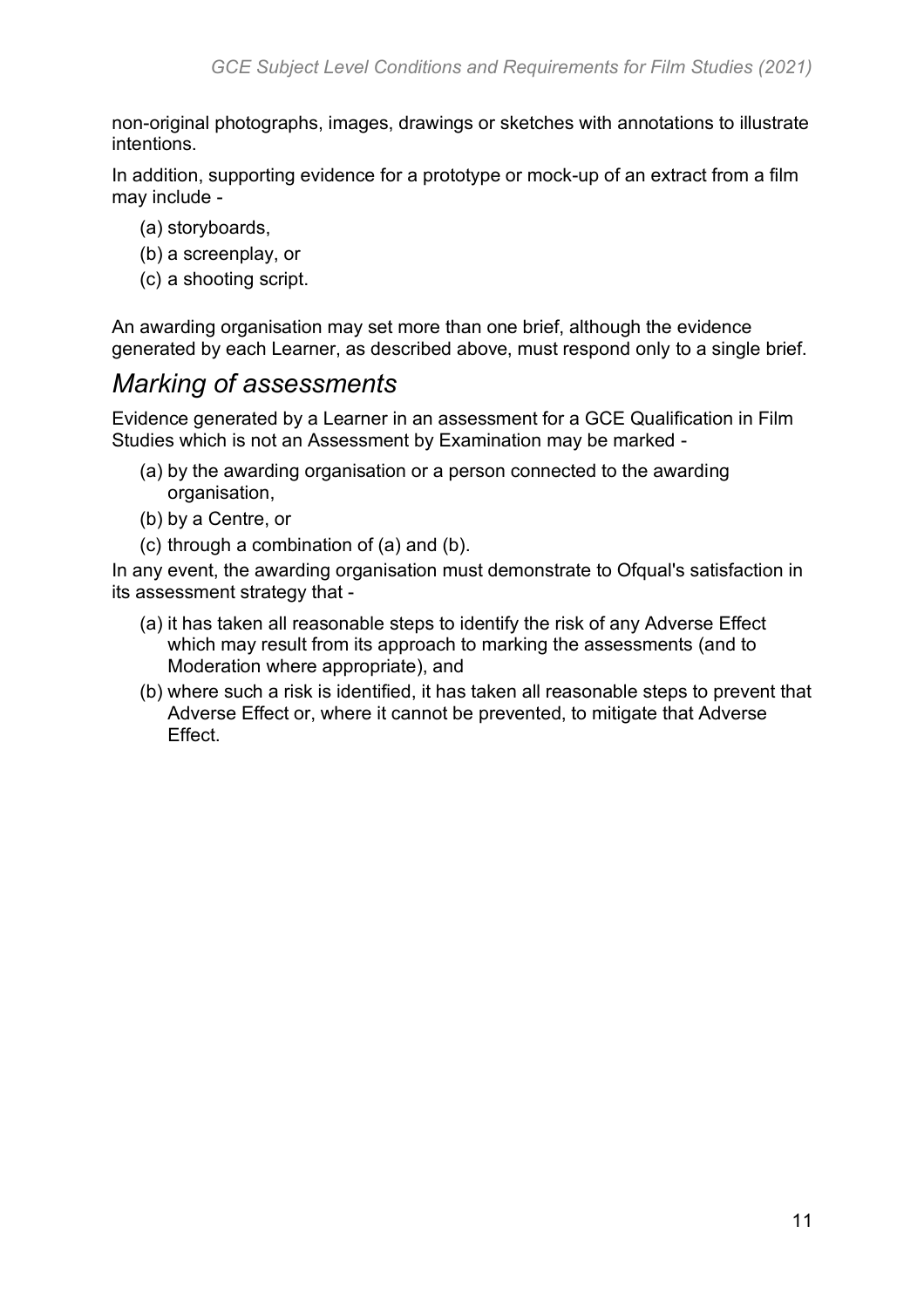non-original photographs, images, drawings or sketches with annotations to illustrate intentions.

In addition, supporting evidence for a prototype or mock-up of an extract from a film may include -

(a) storyboards,
(b) a screenplay, or
(c) a shooting script.

An awarding organisation may set more than one brief, although the evidence generated by each Learner, as described above, must respond only to a single brief.

## *Marking of assessments*

Evidence generated by a Learner in an assessment for a GCE Qualification in Film Studies which is not an Assessment by Examination may be marked -

(a) by the awarding organisation or a person connected to the awarding organisation,
(b) by a Centre, or
(c) through a combination of (a) and (b).

In any event, the awarding organisation must demonstrate to Ofqual's satisfaction in its assessment strategy that -

(a) it has taken all reasonable steps to identify the risk of any Adverse Effect which may result from its approach to marking the assessments (and to Moderation where appropriate), and
(b) where such a risk is identified, it has taken all reasonable steps to prevent that Adverse Effect or, where it cannot be prevented, to mitigate that Adverse Effect.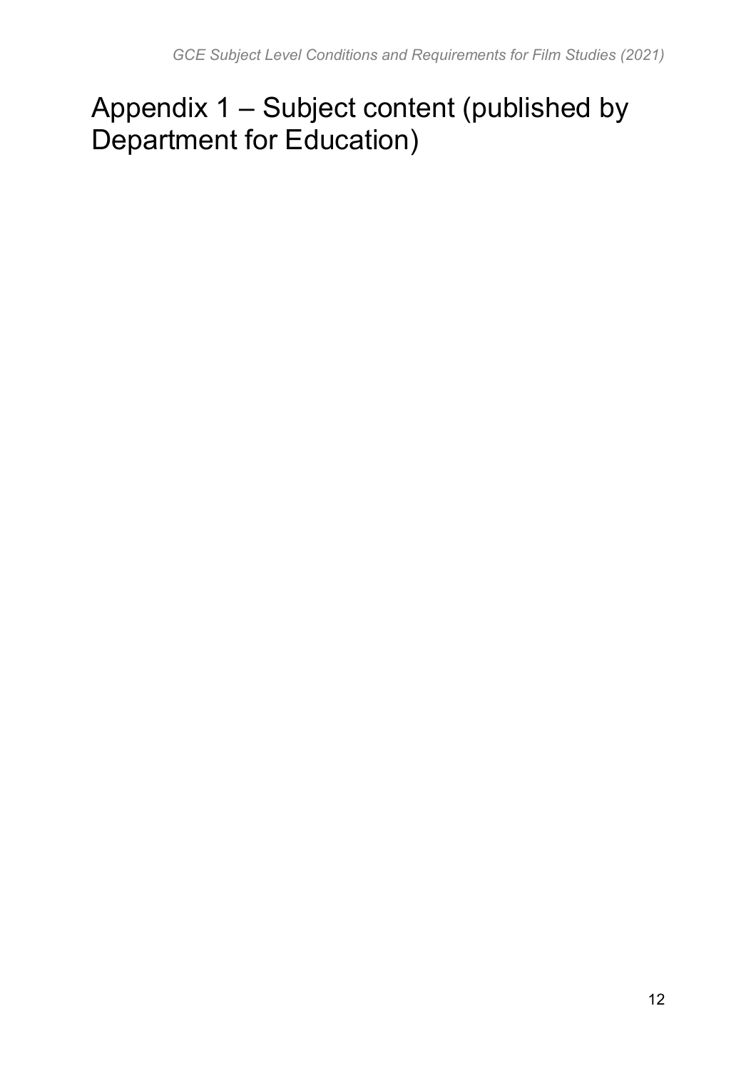# Appendix 1 – Subject content (published by Department for Education)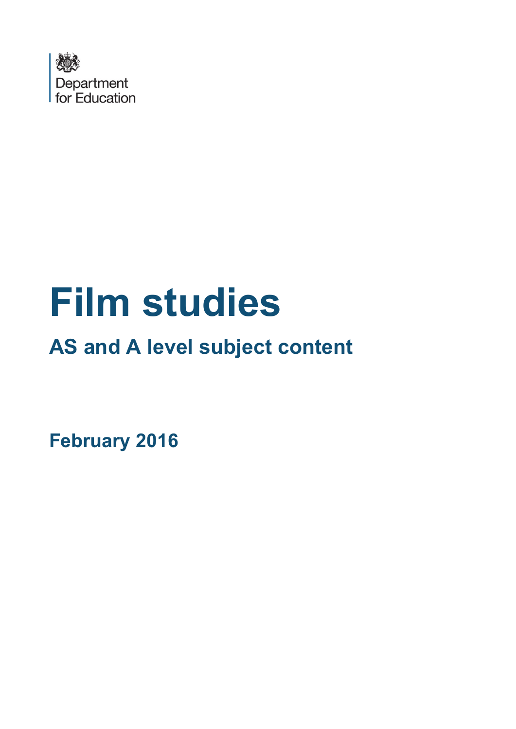Department for Education

# Film studies

## AS and A level subject content

**February 2016**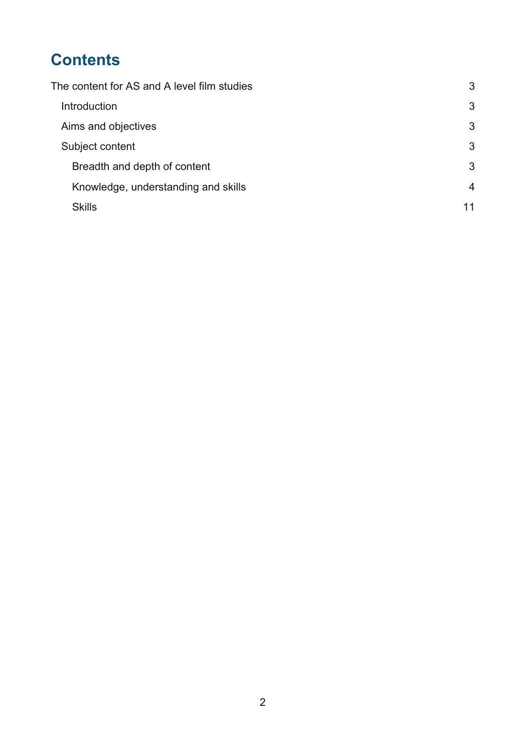# Contents

The content for AS and A level film studies 3

- Introduction 3
- Aims and objectives 3
- Subject content 3
  - Breadth and depth of content 3
  - Knowledge, understanding and skills 4
  - Skills 11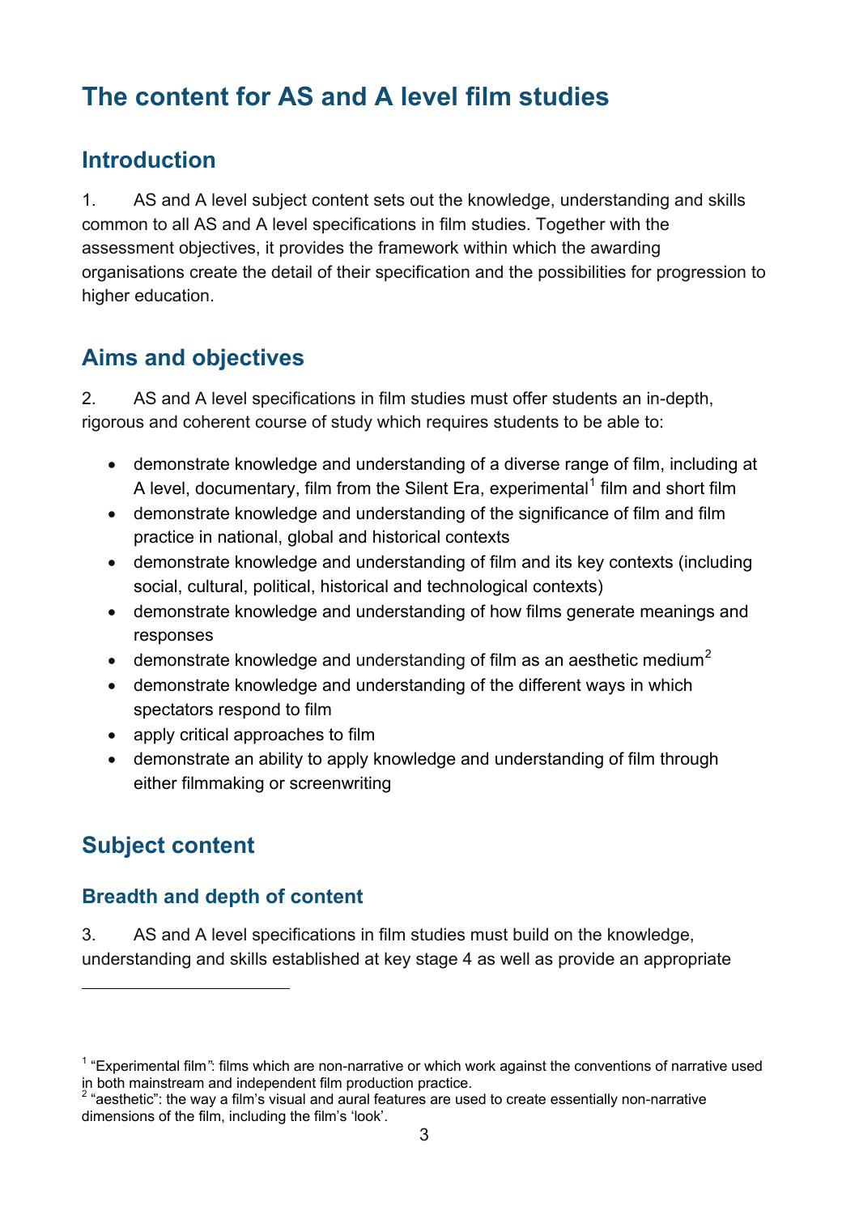# The content for AS and A level film studies

## Introduction

1. AS and A level subject content sets out the knowledge, understanding and skills common to all AS and A level specifications in film studies. Together with the assessment objectives, it provides the framework within which the awarding organisations create the detail of their specification and the possibilities for progression to higher education.

## Aims and objectives

2. AS and A level specifications in film studies must offer students an in-depth, rigorous and coherent course of study which requires students to be able to:

- demonstrate knowledge and understanding of a diverse range of film, including at A level, documentary, film from the Silent Era, experimental[1] film and short film
- demonstrate knowledge and understanding of the significance of film and film practice in national, global and historical contexts
- demonstrate knowledge and understanding of film and its key contexts (including social, cultural, political, historical and technological contexts)
- demonstrate knowledge and understanding of how films generate meanings and responses
- demonstrate knowledge and understanding of film as an aesthetic medium[2]
- demonstrate knowledge and understanding of the different ways in which spectators respond to film
- apply critical approaches to film
- demonstrate an ability to apply knowledge and understanding of film through either filmmaking or screenwriting

## Subject content

### Breadth and depth of content

3. AS and A level specifications in film studies must build on the knowledge, understanding and skills established at key stage 4 as well as provide an appropriate

[1] "Experimental film": films which are non-narrative or which work against the conventions of narrative used in both mainstream and independent film production practice.

[2] "aesthetic": the way a film's visual and aural features are used to create essentially non-narrative dimensions of the film, including the film's 'look'.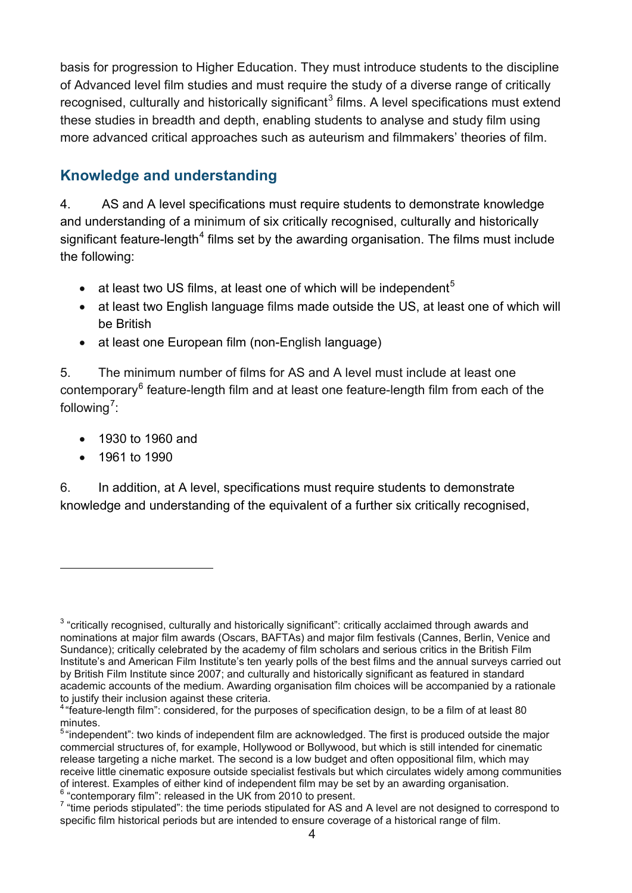basis for progression to Higher Education. They must introduce students to the discipline of Advanced level film studies and must require the study of a diverse range of critically recognised, culturally and historically significant[3] films. A level specifications must extend these studies in breadth and depth, enabling students to analyse and study film using more advanced critical approaches such as auteurism and filmmakers' theories of film.

## Knowledge and understanding

4. AS and A level specifications must require students to demonstrate knowledge and understanding of a minimum of six critically recognised, culturally and historically significant feature-length[4] films set by the awarding organisation. The films must include the following:

- at least two US films, at least one of which will be independent[5]
- at least two English language films made outside the US, at least one of which will be British
- at least one European film (non-English language)

5. The minimum number of films for AS and A level must include at least one contemporary[6] feature-length film and at least one feature-length film from each of the following[7]:

- 1930 to 1960 and
- 1961 to 1990

6. In addition, at A level, specifications must require students to demonstrate knowledge and understanding of the equivalent of a further six critically recognised,

---

[3] "critically recognised, culturally and historically significant": critically acclaimed through awards and nominations at major film awards (Oscars, BAFTAs) and major film festivals (Cannes, Berlin, Venice and Sundance); critically celebrated by the academy of film scholars and serious critics in the British Film Institute's and American Film Institute's ten yearly polls of the best films and the annual surveys carried out by British Film Institute since 2007; and culturally and historically significant as featured in standard academic accounts of the medium. Awarding organisation film choices will be accompanied by a rationale to justify their inclusion against these criteria.

[4] "feature-length film": considered, for the purposes of specification design, to be a film of at least 80 minutes.

[5] "independent": two kinds of independent film are acknowledged. The first is produced outside the major commercial structures of, for example, Hollywood or Bollywood, but which is still intended for cinematic release targeting a niche market. The second is a low budget and often oppositional film, which may receive little cinematic exposure outside specialist festivals but which circulates widely among communities of interest. Examples of either kind of independent film may be set by an awarding organisation.

[6] "contemporary film": released in the UK from 2010 to present.

[7] "time periods stipulated": the time periods stipulated for AS and A level are not designed to correspond to specific film historical periods but are intended to ensure coverage of a historical range of film.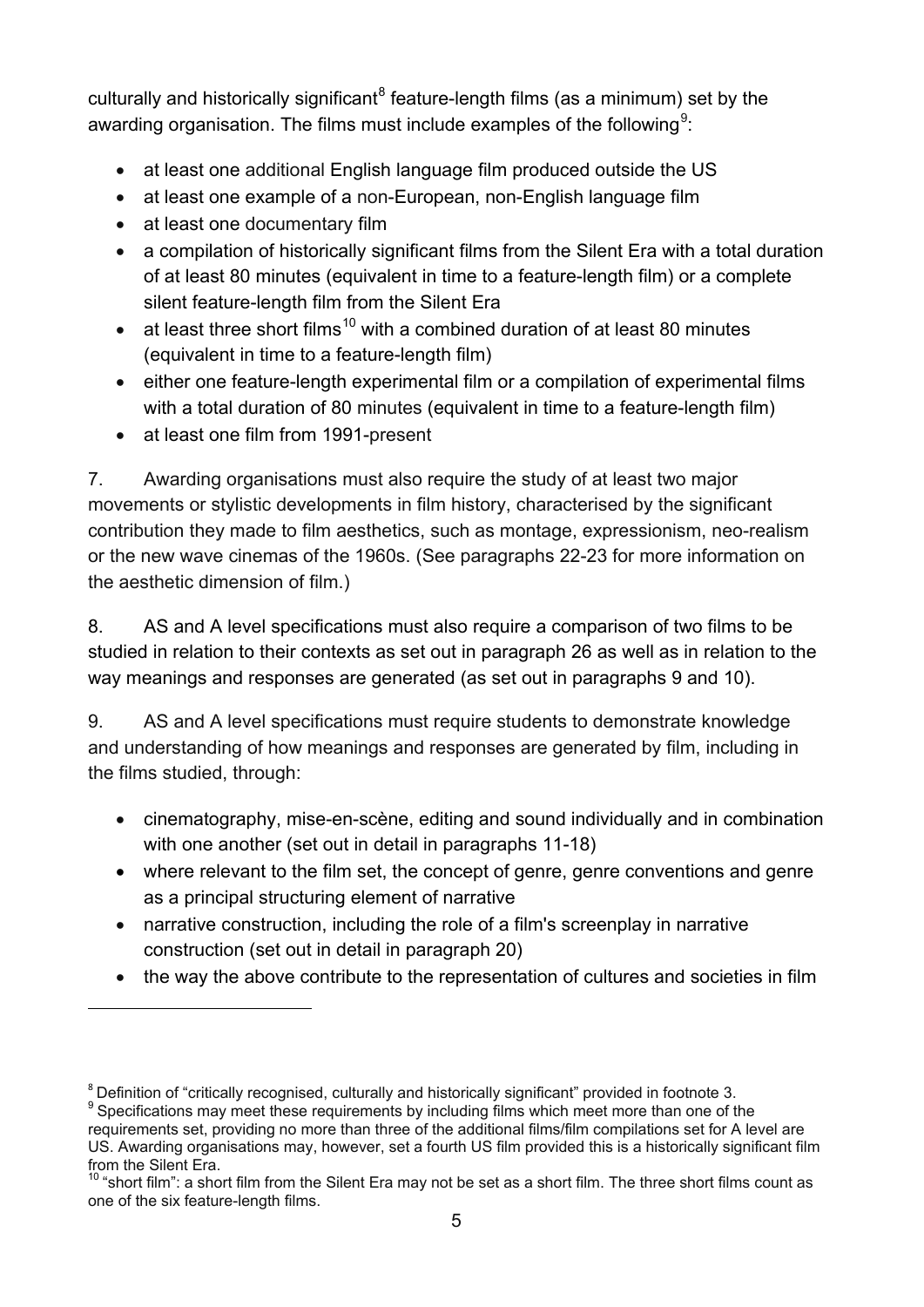culturally and historically significant[8] feature-length films (as a minimum) set by the awarding organisation. The films must include examples of the following[9]:

- at least one additional English language film produced outside the US
- at least one example of a non-European, non-English language film
- at least one documentary film
- a compilation of historically significant films from the Silent Era with a total duration of at least 80 minutes (equivalent in time to a feature-length film) or a complete silent feature-length film from the Silent Era
- at least three short films[10] with a combined duration of at least 80 minutes (equivalent in time to a feature-length film)
- either one feature-length experimental film or a compilation of experimental films with a total duration of 80 minutes (equivalent in time to a feature-length film)
- at least one film from 1991-present

7. Awarding organisations must also require the study of at least two major movements or stylistic developments in film history, characterised by the significant contribution they made to film aesthetics, such as montage, expressionism, neo-realism or the new wave cinemas of the 1960s. (See paragraphs 22-23 for more information on the aesthetic dimension of film.)

8. AS and A level specifications must also require a comparison of two films to be studied in relation to their contexts as set out in paragraph 26 as well as in relation to the way meanings and responses are generated (as set out in paragraphs 9 and 10).

9. AS and A level specifications must require students to demonstrate knowledge and understanding of how meanings and responses are generated by film, including in the films studied, through:

- cinematography, mise-en-scène, editing and sound individually and in combination with one another (set out in detail in paragraphs 11-18)
- where relevant to the film set, the concept of genre, genre conventions and genre as a principal structuring element of narrative
- narrative construction, including the role of a film's screenplay in narrative construction (set out in detail in paragraph 20)
- the way the above contribute to the representation of cultures and societies in film

---

[8] Definition of "critically recognised, culturally and historically significant" provided in footnote 3.

[9] Specifications may meet these requirements by including films which meet more than one of the requirements set, providing no more than three of the additional films/film compilations set for A level are US. Awarding organisations may, however, set a fourth US film provided this is a historically significant film from the Silent Era.

[10] "short film": a short film from the Silent Era may not be set as a short film. The three short films count as one of the six feature-length films.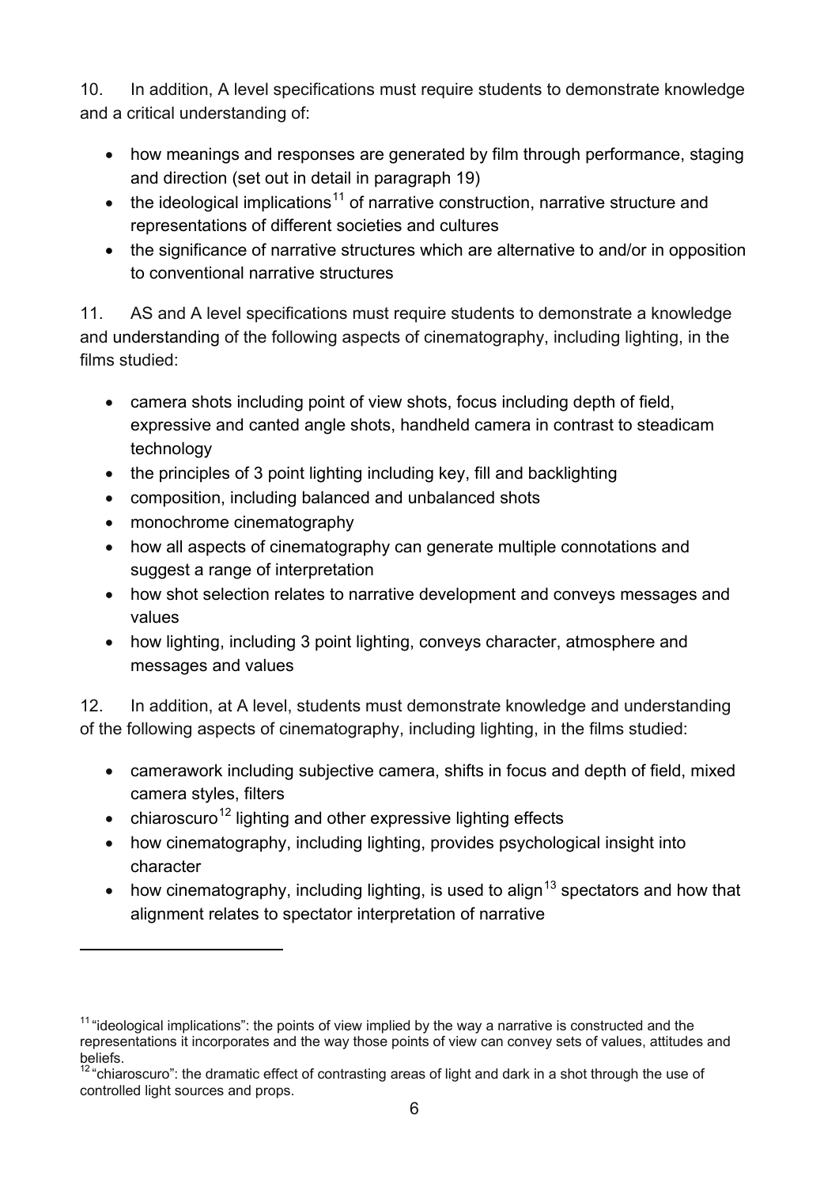10. In addition, A level specifications must require students to demonstrate knowledge and a critical understanding of:

- how meanings and responses are generated by film through performance, staging and direction (set out in detail in paragraph 19)
- the ideological implications[11] of narrative construction, narrative structure and representations of different societies and cultures
- the significance of narrative structures which are alternative to and/or in opposition to conventional narrative structures

11. AS and A level specifications must require students to demonstrate a knowledge and understanding of the following aspects of cinematography, including lighting, in the films studied:

- camera shots including point of view shots, focus including depth of field, expressive and canted angle shots, handheld camera in contrast to steadicam technology
- the principles of 3 point lighting including key, fill and backlighting
- composition, including balanced and unbalanced shots
- monochrome cinematography
- how all aspects of cinematography can generate multiple connotations and suggest a range of interpretation
- how shot selection relates to narrative development and conveys messages and values
- how lighting, including 3 point lighting, conveys character, atmosphere and messages and values

12. In addition, at A level, students must demonstrate knowledge and understanding of the following aspects of cinematography, including lighting, in the films studied:

- camerawork including subjective camera, shifts in focus and depth of field, mixed camera styles, filters
- chiaroscuro[12] lighting and other expressive lighting effects
- how cinematography, including lighting, provides psychological insight into character
- how cinematography, including lighting, is used to align[13] spectators and how that alignment relates to spectator interpretation of narrative

---

[11] "ideological implications": the points of view implied by the way a narrative is constructed and the representations it incorporates and the way those points of view can convey sets of values, attitudes and beliefs.

[12] "chiaroscuro": the dramatic effect of contrasting areas of light and dark in a shot through the use of controlled light sources and props.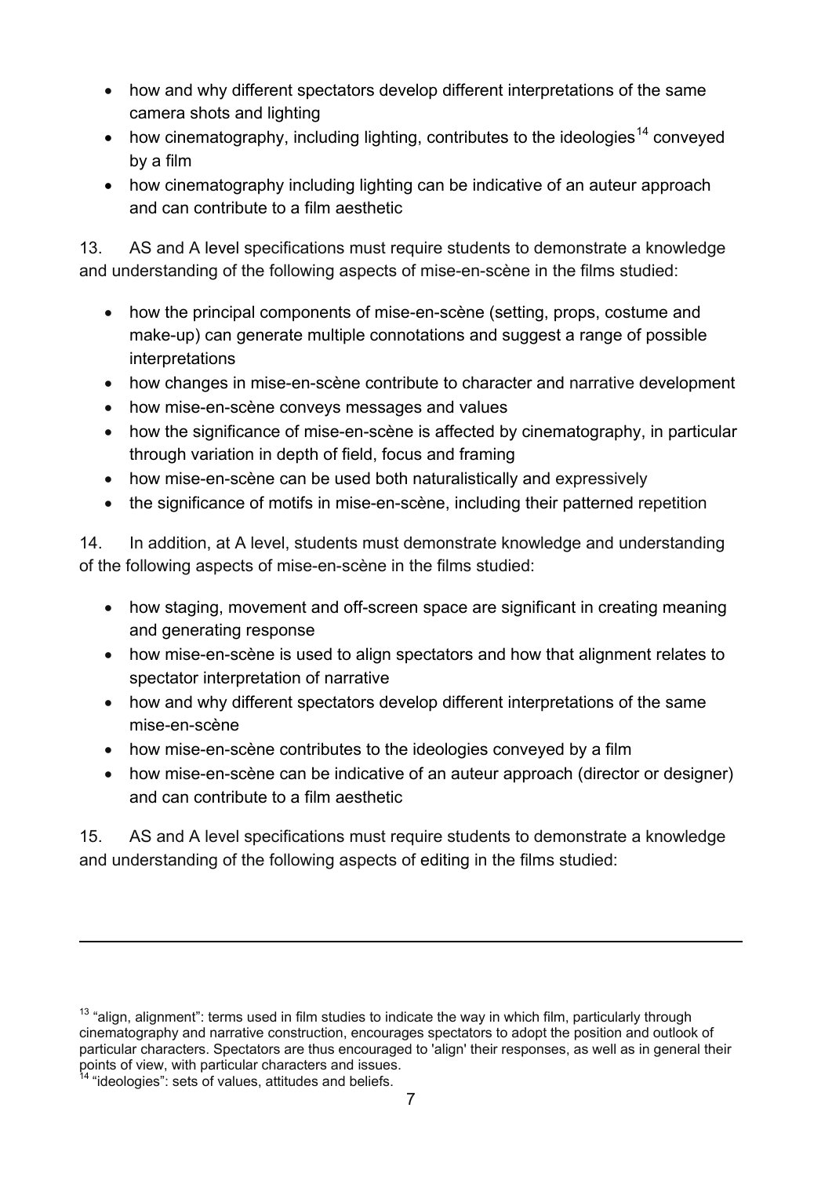- how and why different spectators develop different interpretations of the same camera shots and lighting
- how cinematography, including lighting, contributes to the ideologies[14] conveyed by a film
- how cinematography including lighting can be indicative of an auteur approach and can contribute to a film aesthetic

13. AS and A level specifications must require students to demonstrate a knowledge and understanding of the following aspects of mise-en-scène in the films studied:

- how the principal components of mise-en-scène (setting, props, costume and make-up) can generate multiple connotations and suggest a range of possible interpretations
- how changes in mise-en-scène contribute to character and narrative development
- how mise-en-scène conveys messages and values
- how the significance of mise-en-scène is affected by cinematography, in particular through variation in depth of field, focus and framing
- how mise-en-scène can be used both naturalistically and expressively
- the significance of motifs in mise-en-scène, including their patterned repetition

14. In addition, at A level, students must demonstrate knowledge and understanding of the following aspects of mise-en-scène in the films studied:

- how staging, movement and off-screen space are significant in creating meaning and generating response
- how mise-en-scène is used to align spectators and how that alignment relates to spectator interpretation of narrative
- how and why different spectators develop different interpretations of the same mise-en-scène
- how mise-en-scène contributes to the ideologies conveyed by a film
- how mise-en-scène can be indicative of an auteur approach (director or designer) and can contribute to a film aesthetic

15. AS and A level specifications must require students to demonstrate a knowledge and understanding of the following aspects of editing in the films studied:

---

[13] "align, alignment": terms used in film studies to indicate the way in which film, particularly through cinematography and narrative construction, encourages spectators to adopt the position and outlook of particular characters. Spectators are thus encouraged to 'align' their responses, as well as in general their points of view, with particular characters and issues.

[14] "ideologies": sets of values, attitudes and beliefs.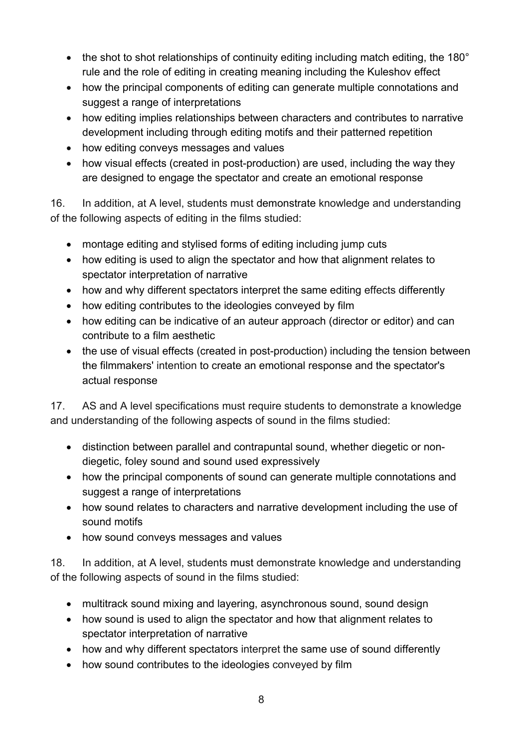- the shot to shot relationships of continuity editing including match editing, the 180° rule and the role of editing in creating meaning including the Kuleshov effect
- how the principal components of editing can generate multiple connotations and suggest a range of interpretations
- how editing implies relationships between characters and contributes to narrative development including through editing motifs and their patterned repetition
- how editing conveys messages and values
- how visual effects (created in post-production) are used, including the way they are designed to engage the spectator and create an emotional response

16. In addition, at A level, students must demonstrate knowledge and understanding of the following aspects of editing in the films studied:

- montage editing and stylised forms of editing including jump cuts
- how editing is used to align the spectator and how that alignment relates to spectator interpretation of narrative
- how and why different spectators interpret the same editing effects differently
- how editing contributes to the ideologies conveyed by film
- how editing can be indicative of an auteur approach (director or editor) and can contribute to a film aesthetic
- the use of visual effects (created in post-production) including the tension between the filmmakers' intention to create an emotional response and the spectator's actual response

17. AS and A level specifications must require students to demonstrate a knowledge and understanding of the following aspects of sound in the films studied:

- distinction between parallel and contrapuntal sound, whether diegetic or non-diegetic, foley sound and sound used expressively
- how the principal components of sound can generate multiple connotations and suggest a range of interpretations
- how sound relates to characters and narrative development including the use of sound motifs
- how sound conveys messages and values

18. In addition, at A level, students must demonstrate knowledge and understanding of the following aspects of sound in the films studied:

- multitrack sound mixing and layering, asynchronous sound, sound design
- how sound is used to align the spectator and how that alignment relates to spectator interpretation of narrative
- how and why different spectators interpret the same use of sound differently
- how sound contributes to the ideologies conveyed by film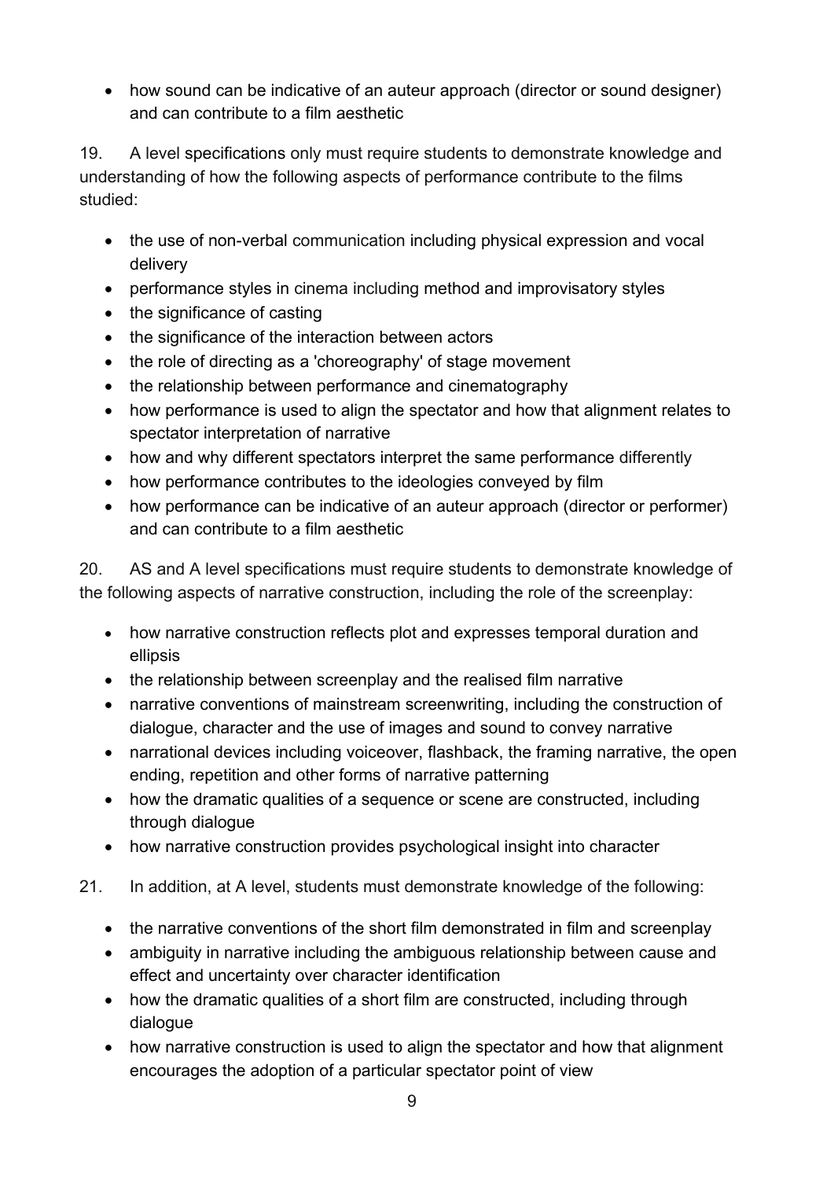- how sound can be indicative of an auteur approach (director or sound designer) and can contribute to a film aesthetic

19. A level specifications only must require students to demonstrate knowledge and understanding of how the following aspects of performance contribute to the films studied:

- the use of non-verbal communication including physical expression and vocal delivery
- performance styles in cinema including method and improvisatory styles
- the significance of casting
- the significance of the interaction between actors
- the role of directing as a 'choreography' of stage movement
- the relationship between performance and cinematography
- how performance is used to align the spectator and how that alignment relates to spectator interpretation of narrative
- how and why different spectators interpret the same performance differently
- how performance contributes to the ideologies conveyed by film
- how performance can be indicative of an auteur approach (director or performer) and can contribute to a film aesthetic

20. AS and A level specifications must require students to demonstrate knowledge of the following aspects of narrative construction, including the role of the screenplay:

- how narrative construction reflects plot and expresses temporal duration and ellipsis
- the relationship between screenplay and the realised film narrative
- narrative conventions of mainstream screenwriting, including the construction of dialogue, character and the use of images and sound to convey narrative
- narrational devices including voiceover, flashback, the framing narrative, the open ending, repetition and other forms of narrative patterning
- how the dramatic qualities of a sequence or scene are constructed, including through dialogue
- how narrative construction provides psychological insight into character

21. In addition, at A level, students must demonstrate knowledge of the following:

- the narrative conventions of the short film demonstrated in film and screenplay
- ambiguity in narrative including the ambiguous relationship between cause and effect and uncertainty over character identification
- how the dramatic qualities of a short film are constructed, including through dialogue
- how narrative construction is used to align the spectator and how that alignment encourages the adoption of a particular spectator point of view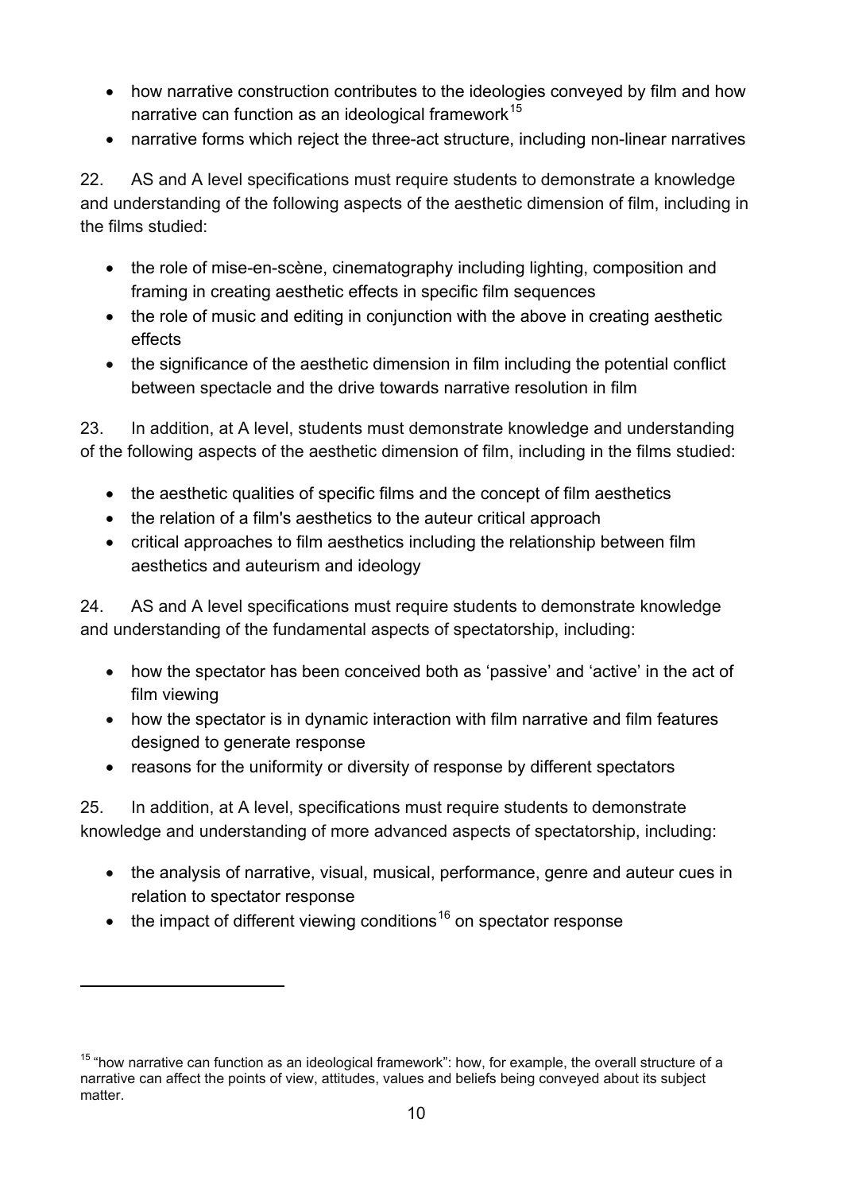- how narrative construction contributes to the ideologies conveyed by film and how narrative can function as an ideological framework[15]
- narrative forms which reject the three-act structure, including non-linear narratives

22. AS and A level specifications must require students to demonstrate a knowledge and understanding of the following aspects of the aesthetic dimension of film, including in the films studied:

- the role of mise-en-scène, cinematography including lighting, composition and framing in creating aesthetic effects in specific film sequences
- the role of music and editing in conjunction with the above in creating aesthetic effects
- the significance of the aesthetic dimension in film including the potential conflict between spectacle and the drive towards narrative resolution in film

23. In addition, at A level, students must demonstrate knowledge and understanding of the following aspects of the aesthetic dimension of film, including in the films studied:

- the aesthetic qualities of specific films and the concept of film aesthetics
- the relation of a film's aesthetics to the auteur critical approach
- critical approaches to film aesthetics including the relationship between film aesthetics and auteurism and ideology

24. AS and A level specifications must require students to demonstrate knowledge and understanding of the fundamental aspects of spectatorship, including:

- how the spectator has been conceived both as 'passive' and 'active' in the act of film viewing
- how the spectator is in dynamic interaction with film narrative and film features designed to generate response
- reasons for the uniformity or diversity of response by different spectators

25. In addition, at A level, specifications must require students to demonstrate knowledge and understanding of more advanced aspects of spectatorship, including:

- the analysis of narrative, visual, musical, performance, genre and auteur cues in relation to spectator response
- the impact of different viewing conditions[16] on spectator response

---

[15] "how narrative can function as an ideological framework": how, for example, the overall structure of a narrative can affect the points of view, attitudes, values and beliefs being conveyed about its subject matter.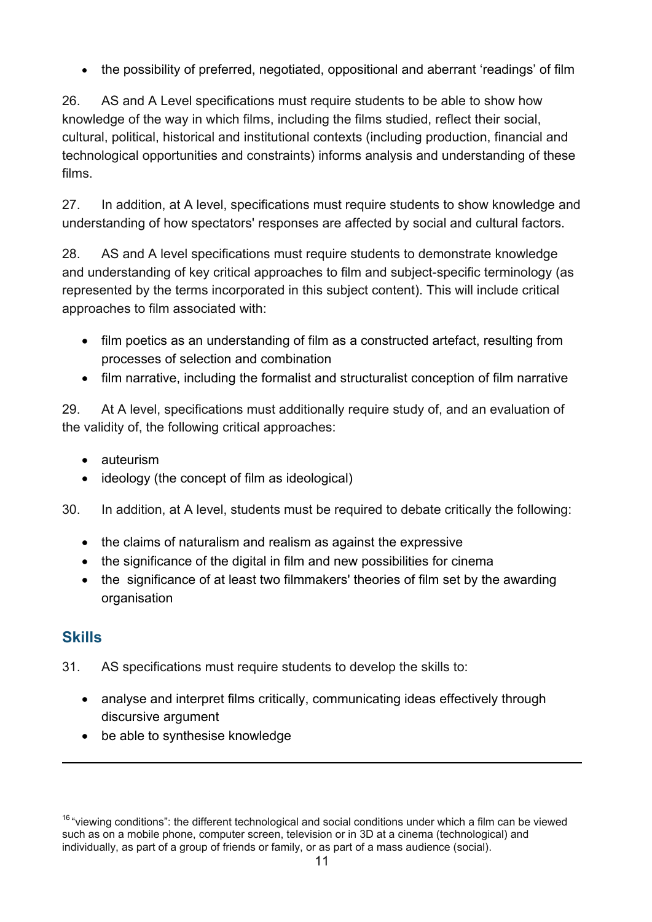- the possibility of preferred, negotiated, oppositional and aberrant 'readings' of film

26. AS and A Level specifications must require students to be able to show how knowledge of the way in which films, including the films studied, reflect their social, cultural, political, historical and institutional contexts (including production, financial and technological opportunities and constraints) informs analysis and understanding of these films.

27. In addition, at A level, specifications must require students to show knowledge and understanding of how spectators' responses are affected by social and cultural factors.

28. AS and A level specifications must require students to demonstrate knowledge and understanding of key critical approaches to film and subject-specific terminology (as represented by the terms incorporated in this subject content). This will include critical approaches to film associated with:

- film poetics as an understanding of film as a constructed artefact, resulting from processes of selection and combination
- film narrative, including the formalist and structuralist conception of film narrative

29. At A level, specifications must additionally require study of, and an evaluation of the validity of, the following critical approaches:

- auteurism
- ideology (the concept of film as ideological)

30. In addition, at A level, students must be required to debate critically the following:

- the claims of naturalism and realism as against the expressive
- the significance of the digital in film and new possibilities for cinema
- the significance of at least two filmmakers' theories of film set by the awarding organisation

## Skills

31. AS specifications must require students to develop the skills to:

- analyse and interpret films critically, communicating ideas effectively through discursive argument
- be able to synthesise knowledge

---

[16] "viewing conditions": the different technological and social conditions under which a film can be viewed such as on a mobile phone, computer screen, television or in 3D at a cinema (technological) and individually, as part of a group of friends or family, or as part of a mass audience (social).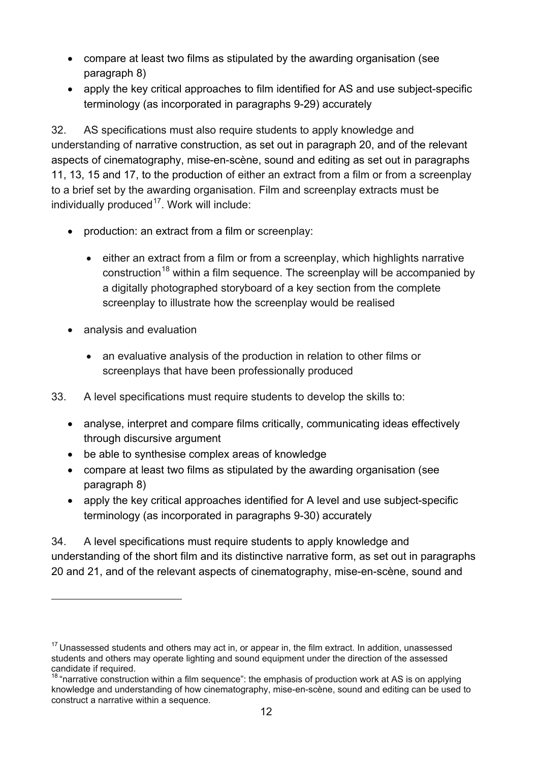- compare at least two films as stipulated by the awarding organisation (see paragraph 8)
- apply the key critical approaches to film identified for AS and use subject-specific terminology (as incorporated in paragraphs 9-29) accurately

32. AS specifications must also require students to apply knowledge and understanding of narrative construction, as set out in paragraph 20, and of the relevant aspects of cinematography, mise-en-scène, sound and editing as set out in paragraphs 11, 13, 15 and 17, to the production of either an extract from a film or from a screenplay to a brief set by the awarding organisation. Film and screenplay extracts must be individually produced[17]. Work will include:

- production: an extract from a film or screenplay:
  - either an extract from a film or from a screenplay, which highlights narrative construction[18] within a film sequence. The screenplay will be accompanied by a digitally photographed storyboard of a key section from the complete screenplay to illustrate how the screenplay would be realised
- analysis and evaluation
  - an evaluative analysis of the production in relation to other films or screenplays that have been professionally produced

33. A level specifications must require students to develop the skills to:

- analyse, interpret and compare films critically, communicating ideas effectively through discursive argument
- be able to synthesise complex areas of knowledge
- compare at least two films as stipulated by the awarding organisation (see paragraph 8)
- apply the key critical approaches identified for A level and use subject-specific terminology (as incorporated in paragraphs 9-30) accurately

34. A level specifications must require students to apply knowledge and understanding of the short film and its distinctive narrative form, as set out in paragraphs 20 and 21, and of the relevant aspects of cinematography, mise-en-scène, sound and

---

[17] Unassessed students and others may act in, or appear in, the film extract. In addition, unassessed students and others may operate lighting and sound equipment under the direction of the assessed candidate if required.

[18] "narrative construction within a film sequence": the emphasis of production work at AS is on applying knowledge and understanding of how cinematography, mise-en-scène, sound and editing can be used to construct a narrative within a sequence.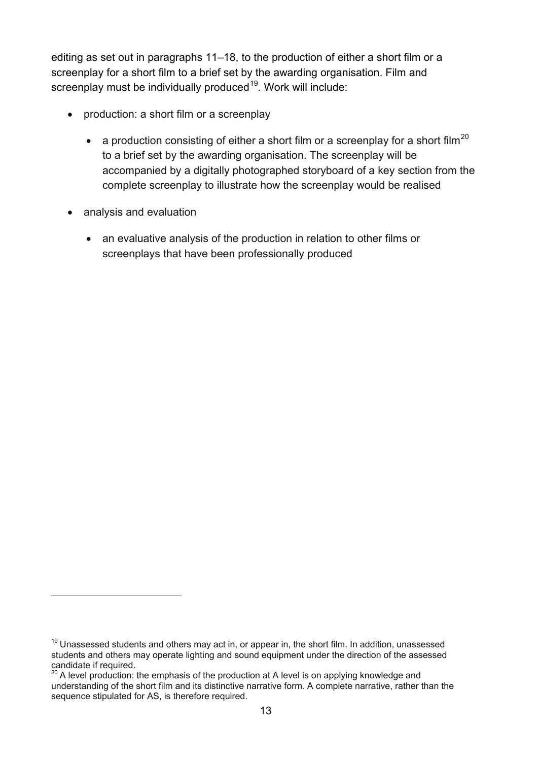editing as set out in paragraphs 11–18, to the production of either a short film or a screenplay for a short film to a brief set by the awarding organisation. Film and screenplay must be individually produced[19]. Work will include:

- production: a short film or a screenplay
    - a production consisting of either a short film or a screenplay for a short film[20] to a brief set by the awarding organisation. The screenplay will be accompanied by a digitally photographed storyboard of a key section from the complete screenplay to illustrate how the screenplay would be realised
- analysis and evaluation
    - an evaluative analysis of the production in relation to other films or screenplays that have been professionally produced

---

[19] Unassessed students and others may act in, or appear in, the short film. In addition, unassessed students and others may operate lighting and sound equipment under the direction of the assessed candidate if required.

[20] A level production: the emphasis of the production at A level is on applying knowledge and understanding of the short film and its distinctive narrative form. A complete narrative, rather than the sequence stipulated for AS, is therefore required.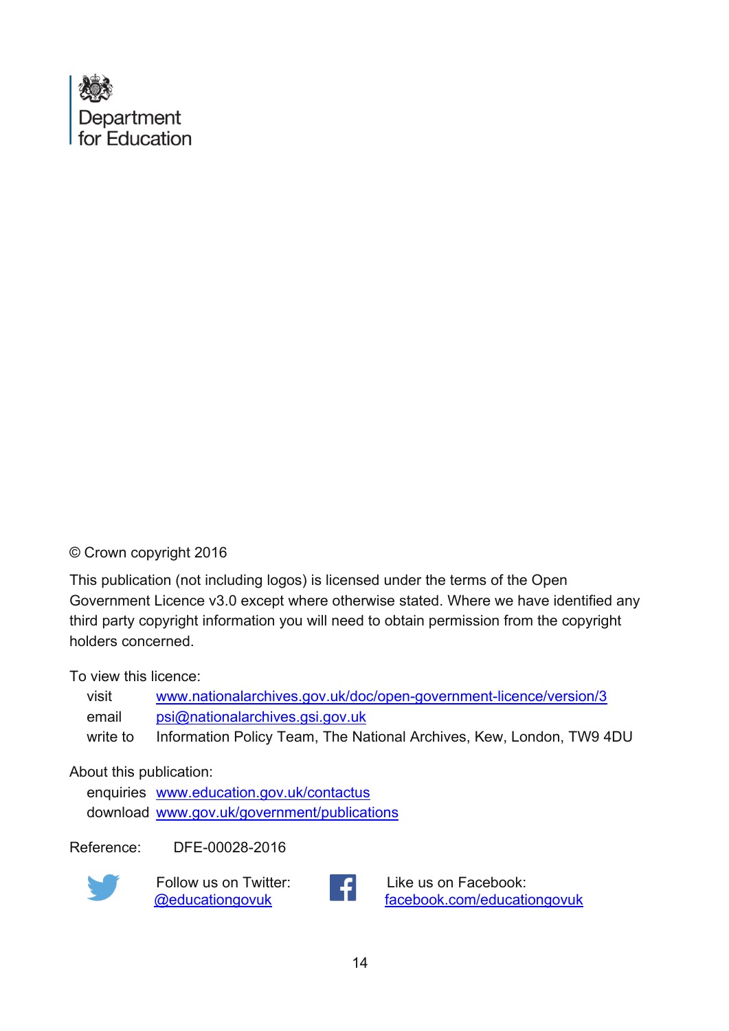Department for Education

© Crown copyright 2016

This publication (not including logos) is licensed under the terms of the Open Government Licence v3.0 except where otherwise stated. Where we have identified any third party copyright information you will need to obtain permission from the copyright holders concerned.

To view this licence:

visit www.nationalarchives.gov.uk/doc/open-government-licence/version/3
email psi@nationalarchives.gsi.gov.uk
write to Information Policy Team, The National Archives, Kew, London, TW9 4DU

About this publication:

enquiries www.education.gov.uk/contactus
download www.gov.uk/government/publications

Reference: DFE-00028-2016

Follow us on Twitter: @educationgovuk

Like us on Facebook: facebook.com/educationgovuk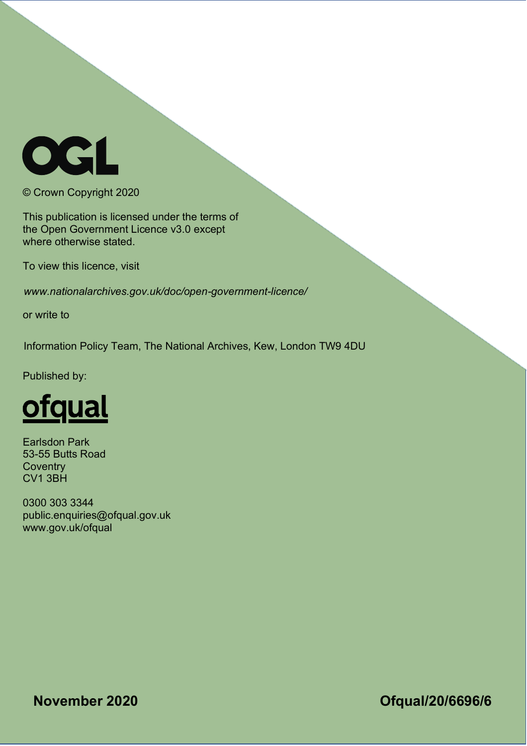OGL

© Crown Copyright 2020

This publication is licensed under the terms of the Open Government Licence v3.0 except where otherwise stated.

To view this licence, visit

*www.nationalarchives.gov.uk/doc/open-government-licence/*

or write to

Information Policy Team, The National Archives, Kew, London TW9 4DU

Published by:

ofqual

Earlsdon Park
53-55 Butts Road
Coventry
CV1 3BH

0300 303 3344
public.enquiries@ofqual.gov.uk
www.gov.uk/ofqual

**November 2020** **Ofqual/20/6696/6**